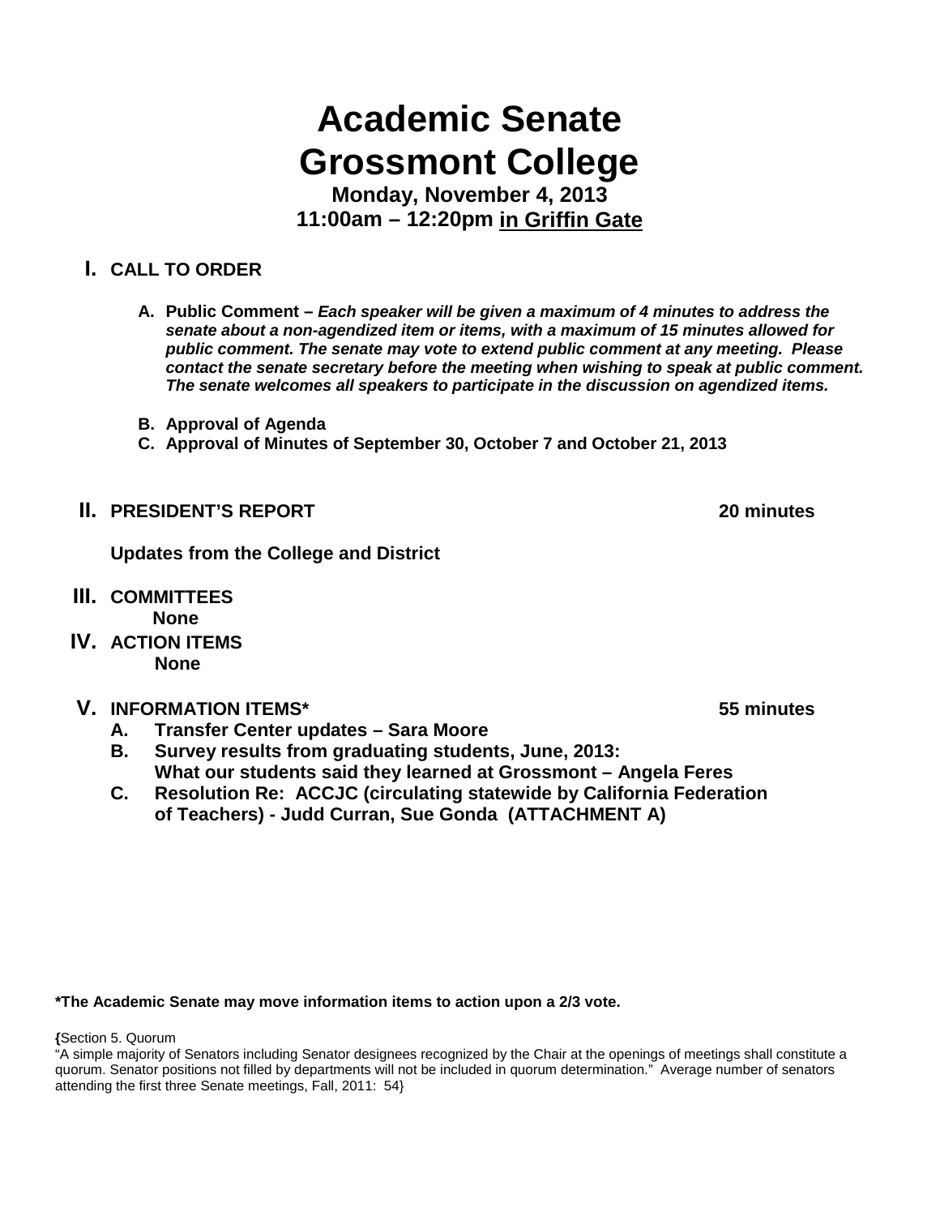# Academic Senate
# Grossmont College

**Monday, November 4, 2013**
**11:00am – 12:20pm <u>in Griffin Gate</u>**

## I. CALL TO ORDER

**A. Public Comment –** ***Each speaker will be given a maximum of 4 minutes to address the senate about a non-agendized item or items, with a maximum of 15 minutes allowed for public comment. The senate may vote to extend public comment at any meeting. Please contact the senate secretary before the meeting when wishing to speak at public comment. The senate welcomes all speakers to participate in the discussion on agendized items.***

**B. Approval of Agenda**

**C. Approval of Minutes of September 30, October 7 and October 21, 2013**

## II. PRESIDENT'S REPORT — 20 minutes

**Updates from the College and District**

## III. COMMITTEES

**None**

## IV. ACTION ITEMS

**None**

## V. INFORMATION ITEMS* — 55 minutes

**A. Transfer Center updates – Sara Moore**

**B. Survey results from graduating students, June, 2013: What our students said they learned at Grossmont – Angela Feres**

**C. Resolution Re: ACCJC (circulating statewide by California Federation of Teachers) - Judd Curran, Sue Gonda (ATTACHMENT A)**

**\*The Academic Senate may move information items to action upon a 2/3 vote.**

{Section 5. Quorum
"A simple majority of Senators including Senator designees recognized by the Chair at the openings of meetings shall constitute a quorum. Senator positions not filled by departments will not be included in quorum determination." Average number of senators attending the first three Senate meetings, Fall, 2011: 54}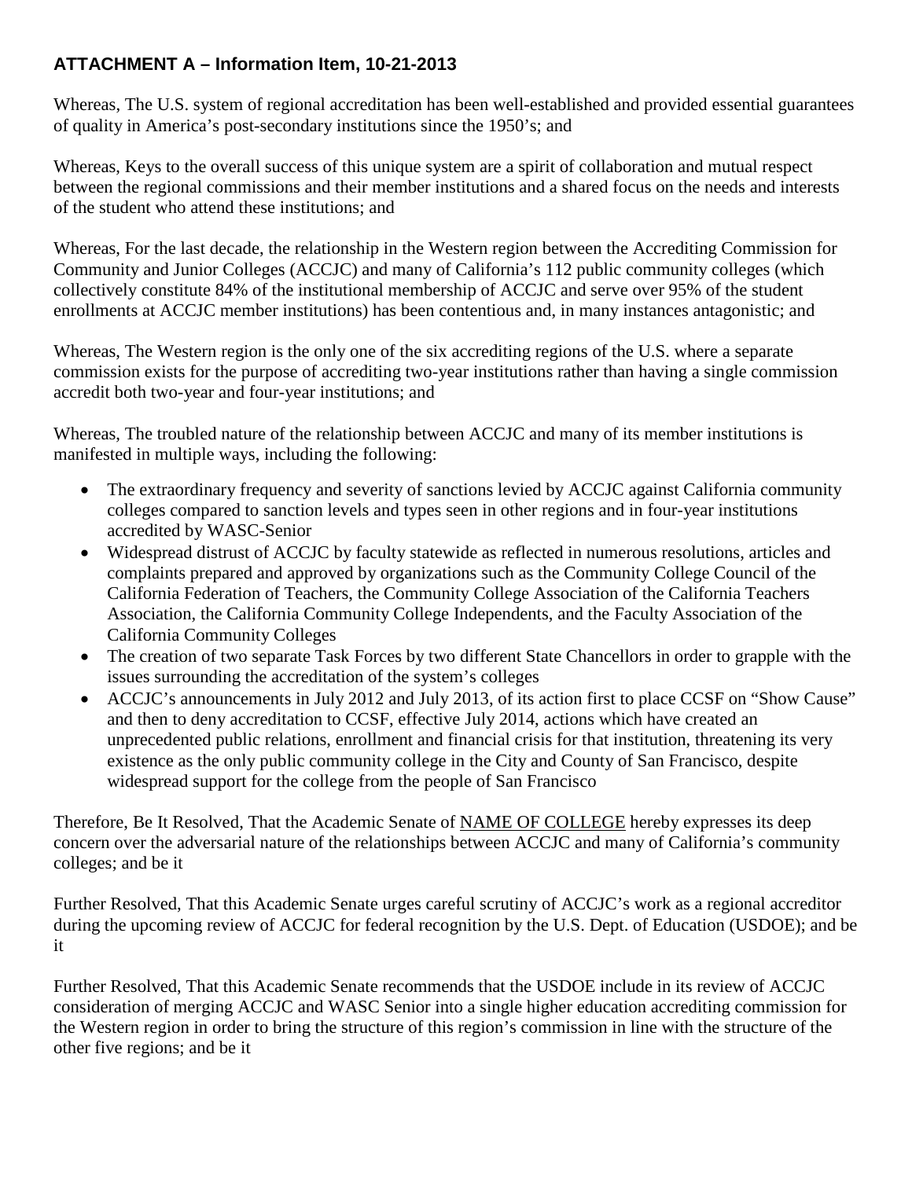**ATTACHMENT A – Information Item, 10-21-2013**

Whereas, The U.S. system of regional accreditation has been well-established and provided essential guarantees of quality in America's post-secondary institutions since the 1950's; and

Whereas, Keys to the overall success of this unique system are a spirit of collaboration and mutual respect between the regional commissions and their member institutions and a shared focus on the needs and interests of the student who attend these institutions; and

Whereas, For the last decade, the relationship in the Western region between the Accrediting Commission for Community and Junior Colleges (ACCJC) and many of California's 112 public community colleges (which collectively constitute 84% of the institutional membership of ACCJC and serve over 95% of the student enrollments at ACCJC member institutions) has been contentious and, in many instances antagonistic; and

Whereas, The Western region is the only one of the six accrediting regions of the U.S. where a separate commission exists for the purpose of accrediting two-year institutions rather than having a single commission accredit both two-year and four-year institutions; and

Whereas, The troubled nature of the relationship between ACCJC and many of its member institutions is manifested in multiple ways, including the following:

- The extraordinary frequency and severity of sanctions levied by ACCJC against California community colleges compared to sanction levels and types seen in other regions and in four-year institutions accredited by WASC-Senior
- Widespread distrust of ACCJC by faculty statewide as reflected in numerous resolutions, articles and complaints prepared and approved by organizations such as the Community College Council of the California Federation of Teachers, the Community College Association of the California Teachers Association, the California Community College Independents, and the Faculty Association of the California Community Colleges
- The creation of two separate Task Forces by two different State Chancellors in order to grapple with the issues surrounding the accreditation of the system's colleges
- ACCJC's announcements in July 2012 and July 2013, of its action first to place CCSF on "Show Cause" and then to deny accreditation to CCSF, effective July 2014, actions which have created an unprecedented public relations, enrollment and financial crisis for that institution, threatening its very existence as the only public community college in the City and County of San Francisco, despite widespread support for the college from the people of San Francisco

Therefore, Be It Resolved, That the Academic Senate of <u>NAME OF COLLEGE</u> hereby expresses its deep concern over the adversarial nature of the relationships between ACCJC and many of California's community colleges; and be it

Further Resolved, That this Academic Senate urges careful scrutiny of ACCJC's work as a regional accreditor during the upcoming review of ACCJC for federal recognition by the U.S. Dept. of Education (USDOE); and be it

Further Resolved, That this Academic Senate recommends that the USDOE include in its review of ACCJC consideration of merging ACCJC and WASC Senior into a single higher education accrediting commission for the Western region in order to bring the structure of this region's commission in line with the structure of the other five regions; and be it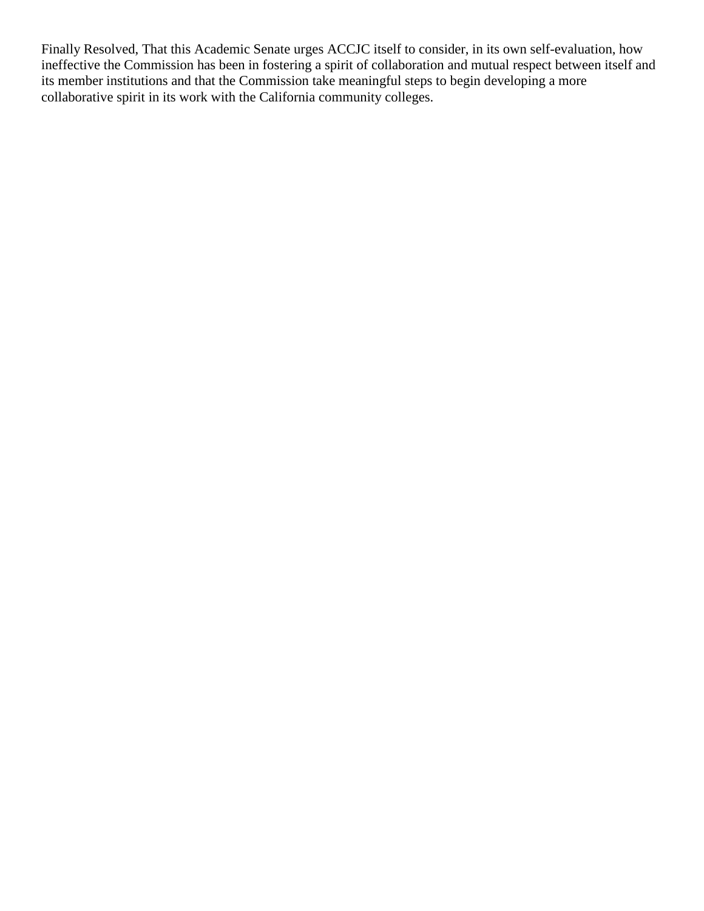Finally Resolved, That this Academic Senate urges ACCJC itself to consider, in its own self-evaluation, how ineffective the Commission has been in fostering a spirit of collaboration and mutual respect between itself and its member institutions and that the Commission take meaningful steps to begin developing a more collaborative spirit in its work with the California community colleges.